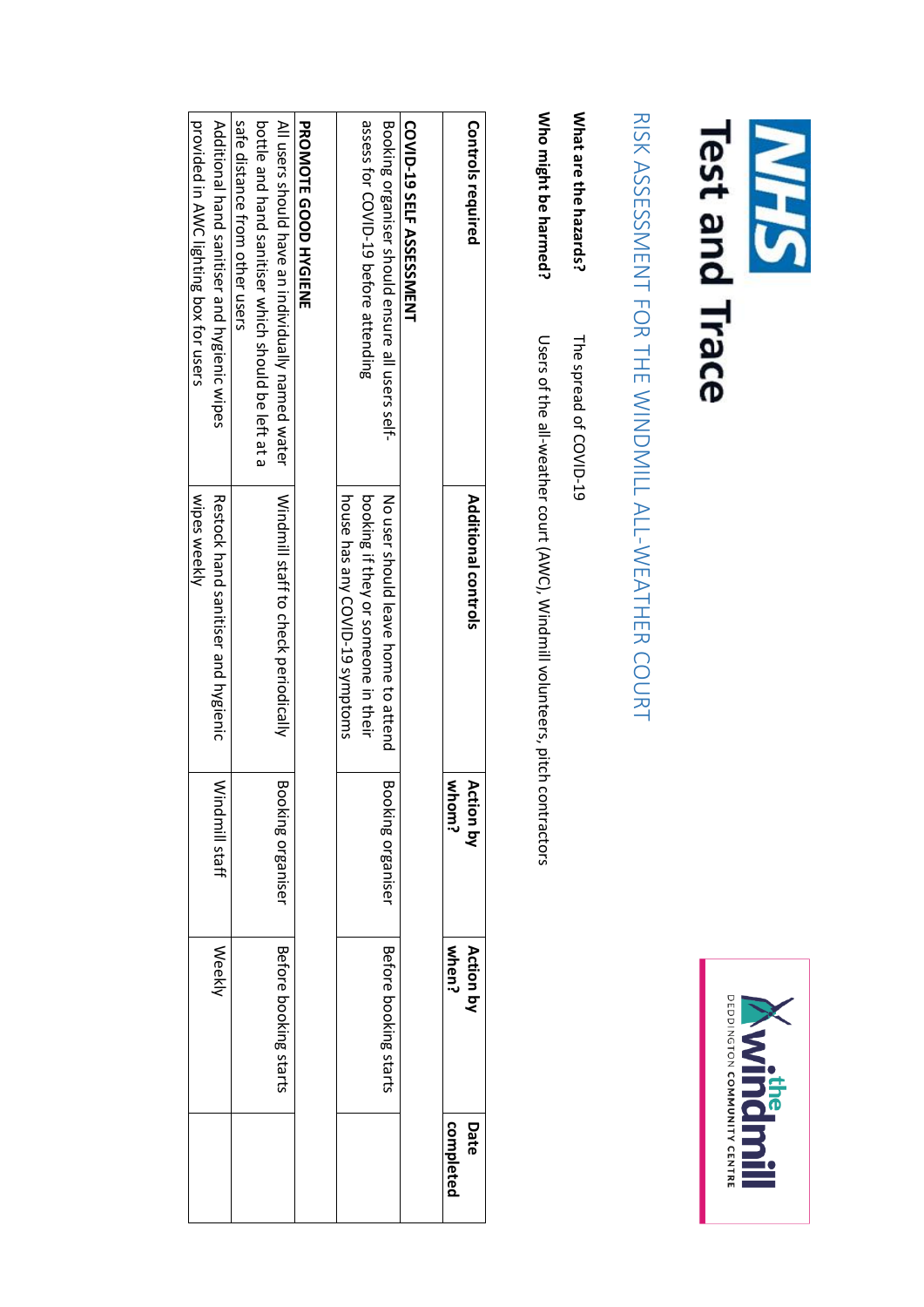**NHS Test and Trace**

**the windmill** DEDDINGTON COMMUNITY CENTRE

# RISK ASSESSMENT FOR THE WINDMILL ALL-WEATHER COURT

**What are the hazards?** The spread of COVID-19

**Who might be harmed?** Users of the all-weather court (AWC), Windmill volunteers, pitch contractors

| Controls required | Additional controls | Action by whom? | Action by when? | Date completed |
|---|---|---|---|---|
| **COVID-19 SELF ASSESSMENT** | | | | |
| Booking organiser should ensure all users self-assess for COVID-19 before attending | No user should leave home to attend booking if they or someone in their house has any COVID-19 symptoms | Booking organiser | Before booking starts | |
| **PROMOTE GOOD HYGIENE** | | | | |
| All users should have an individually named water bottle and hand sanitiser which should be left at a safe distance from other users | Windmill staff to check periodically | Booking organiser | Before booking starts | |
| Additional hand sanitiser and hygienic wipes provided in AWC lighting box for users | Restock hand sanitiser and hygienic wipes weekly | Windmill staff | Weekly | |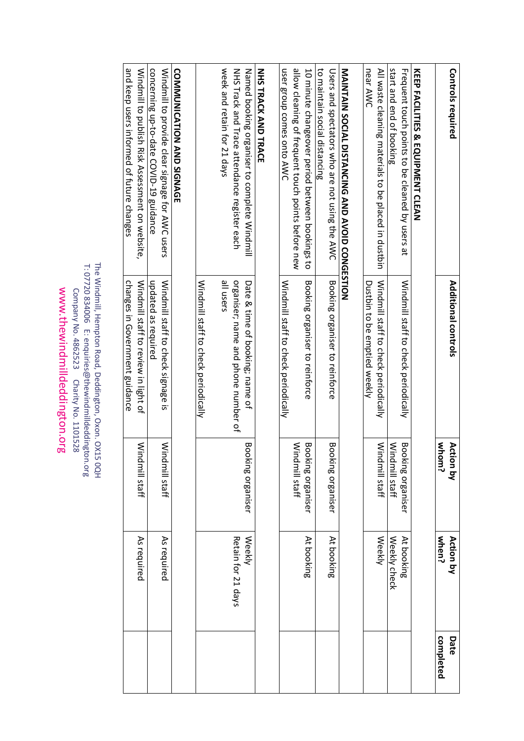| Controls required | Additional controls | Action by whom? | Action by when? | Date completed |
|---|---|---|---|---|
| **KEEP FACILITIES & EQUIPMENT CLEAN** | | | | |
| Frequent touch points to be cleaned by users at start and end of booking | Windmill staff to check periodically | Booking organiser<br>Windmill staff | At booking<br>Weekly check | |
| All waste cleaning materials to be placed in dustbin near AWC | Windmill staff to check periodically<br>Dustbin to be emptied weekly | Windmill staff | Weekly | |
| **MAINTAIN SOCIAL DISTANCING AND AVOID CONGESTION** | | | | |
| Users and spectators who are not using the AWC to maintain social distancing | Booking organiser to reinforce | Booking organiser | At booking | |
| 10 minute changeover period between bookings to allow cleaning of frequent touch points before new user group comes onto AWC | Booking organiser to reinforce<br>Windmill staff to check periodically | Booking organiser<br>Windmill staff | At booking | |
| **NHS TRACK AND TRACE** | | | | |
| Named booking organiser to complete Windmill NHS Track and Trace attendance register each week and retain for 21 days | Date & time of booking; name of organiser; name and phone number of all users | Booking organiser | Weekly<br>Retain for 21 days | |
| | Windmill staff to check periodically | | | |
| **COMMUNICATION AND SIGNAGE** | | | | |
| Windmill to provide clear signage for AWC users concerning up-to-date COVID-19 guidance | Windmill staff to check signage is updated as required | Windmill staff | As required | |
| Windmill to publish Risk Assessment on website, and keep users informed of future changes | Windmill staff to review in light of changes in Government guidance | Windmill staff | As required | |

The Windmill, Hempton Road, Deddington, Oxon. OX15 0QH
T: 07720 834006 E: enquiries@thewindmilldeddington.org
Company No. 4862523 Charity No. 1101528
www.thewindmilldeddington.org